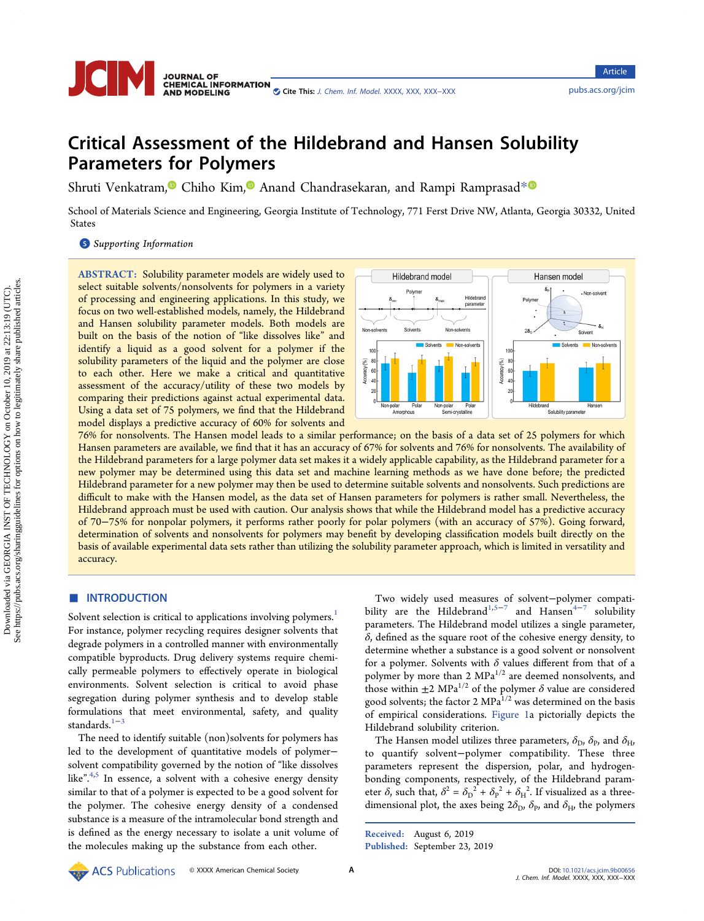# Critical Assessment of the Hildebrand and Hansen Solubility Parameters for Polymers

Shruti Venkatram, Chiho Kim, Anand Chandrasekaran, and Rampi Ramprasad*

School of Materials Science and Engineering, Georgia Institute of Technology, 771 Ferst Drive NW, Atlanta, Georgia 30332, United States

Supporting Information

**ABSTRACT:** Solubility parameter models are widely used to select suitable solvents/nonsolvents for polymers in a variety of processing and engineering applications. In this study, we focus on two well-established models, namely, the Hildebrand and Hansen solubility parameter models. Both models are built on the basis of the notion of "like dissolves like" and identify a liquid as a good solvent for a polymer if the solubility parameters of the liquid and the polymer are close to each other. Here we make a critical and quantitative assessment of the accuracy/utility of these two models by comparing their predictions against actual experimental data. Using a data set of 75 polymers, we find that the Hildebrand model displays a predictive accuracy of 60% for solvents and 76% for nonsolvents. The Hansen model leads to a similar performance; on the basis of a data set of 25 polymers for which Hansen parameters are available, we find that it has an accuracy of 67% for solvents and 76% for nonsolvents. The availability of the Hildebrand parameters for a large polymer data set makes it a widely applicable capability, as the Hildebrand parameter for a new polymer may be determined using this data set and machine learning methods as we have done before; the predicted Hildebrand parameter for a new polymer may then be used to determine suitable solvents and nonsolvents. Such predictions are difficult to make with the Hansen model, as the data set of Hansen parameters for polymers is rather small. Nevertheless, the Hildebrand approach must be used with caution. Our analysis shows that while the Hildebrand model has a predictive accuracy of 70−75% for nonpolar polymers, it performs rather poorly for polar polymers (with an accuracy of 57%). Going forward, determination of solvents and nonsolvents for polymers may benefit by developing classification models built directly on the basis of available experimental data sets rather than utilizing the solubility parameter approach, which is limited in versatility and accuracy.

## INTRODUCTION

Solvent selection is critical to applications involving polymers.[1] For instance, polymer recycling requires designer solvents that degrade polymers in a controlled manner with environmentally compatible byproducts. Drug delivery systems require chemically permeable polymers to effectively operate in biological environments. Solvent selection is critical to avoid phase segregation during polymer synthesis and to develop stable formulations that meet environmental, safety, and quality standards.[1−3]

The need to identify suitable (non)solvents for polymers has led to the development of quantitative models of polymer−solvent compatibility governed by the notion of "like dissolves like".[4,5] In essence, a solvent with a cohesive energy density similar to that of a polymer is expected to be a good solvent for the polymer. The cohesive energy density of a condensed substance is a measure of the intramolecular bond strength and is defined as the energy necessary to isolate a unit volume of the molecules making up the substance from each other.

Two widely used measures of solvent−polymer compatibility are the Hildebrand[1,5−7] and Hansen[4−7] solubility parameters. The Hildebrand model utilizes a single parameter, $\delta$, defined as the square root of the cohesive energy density, to determine whether a substance is a good solvent or nonsolvent for a polymer. Solvents with $\delta$ values different from that of a polymer by more than 2 $MPa^{1/2}$ are deemed nonsolvents, and those within $\pm 2$ $MPa^{1/2}$ of the polymer $\delta$ value are considered good solvents; the factor 2 $MPa^{1/2}$ was determined on the basis of empirical considerations. Figure 1a pictorially depicts the Hildebrand solubility criterion.

The Hansen model utilizes three parameters, $\delta_D$, $\delta_P$, and $\delta_H$, to quantify solvent−polymer compatibility. These three parameters represent the dispersion, polar, and hydrogen-bonding components, respectively, of the Hildebrand parameter $\delta$, such that, $\delta^2 = \delta_D^2 + \delta_P^2 + \delta_H^2$. If visualized as a three-dimensional plot, the axes being $2\delta_D$, $\delta_P$, and $\delta_H$, the polymers

Received: August 6, 2019
Published: September 23, 2019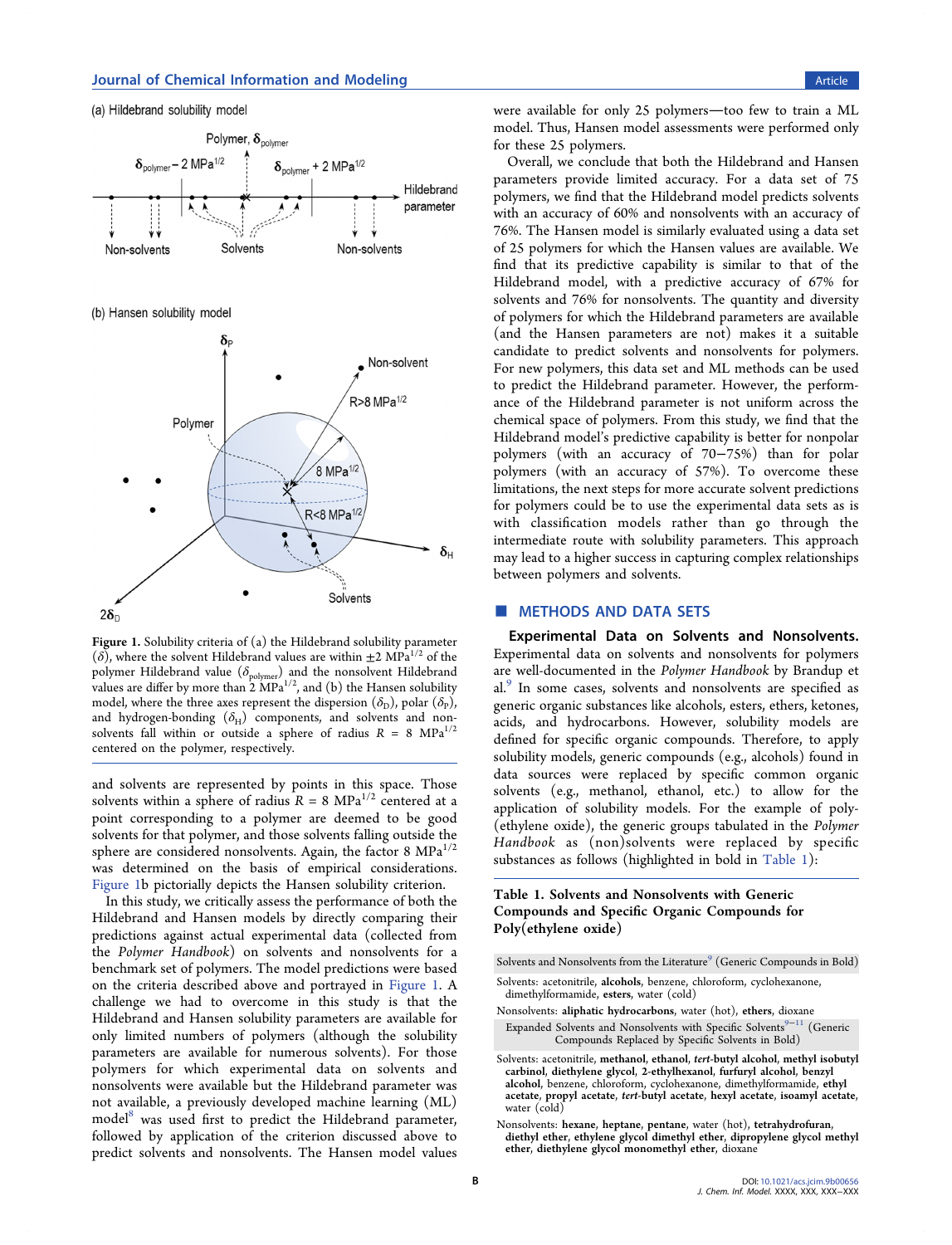Figure 1. Solubility criteria of (a) the Hildebrand solubility parameter ($\delta$), where the solvent Hildebrand values are within $\pm 2$ MPa$^{1/2}$ of the polymer Hildebrand value ($\delta_{polymer}$) and the nonsolvent Hildebrand values are differ by more than 2 MPa$^{1/2}$, and (b) the Hansen solubility model, where the three axes represent the dispersion ($\delta_D$), polar ($\delta_P$), and hydrogen-bonding ($\delta_H$) components, and solvents and nonsolvents fall within or outside a sphere of radius $R$ = 8 MPa$^{1/2}$ centered on the polymer, respectively.

and solvents are represented by points in this space. Those solvents within a sphere of radius $R$ = 8 MPa$^{1/2}$ centered at a point corresponding to a polymer are deemed to be good solvents for that polymer, and those solvents falling outside the sphere are considered nonsolvents. Again, the factor 8 MPa$^{1/2}$ was determined on the basis of empirical considerations. Figure 1b pictorially depicts the Hansen solubility criterion.

In this study, we critically assess the performance of both the Hildebrand and Hansen models by directly comparing their predictions against actual experimental data (collected from the *Polymer Handbook*) on solvents and nonsolvents for a benchmark set of polymers. The model predictions were based on the criteria described above and portrayed in Figure 1. A challenge we had to overcome in this study is that the Hildebrand and Hansen solubility parameters are available for only limited numbers of polymers (although the solubility parameters are available for numerous solvents). For those polymers for which experimental data on solvents and nonsolvents were available but the Hildebrand parameter was not available, a previously developed machine learning (ML) model[8] was used first to predict the Hildebrand parameter, followed by application of the criterion discussed above to predict solvents and nonsolvents. The Hansen model values were available for only 25 polymers—too few to train a ML model. Thus, Hansen model assessments were performed only for these 25 polymers.

Overall, we conclude that both the Hildebrand and Hansen parameters provide limited accuracy. For a data set of 75 polymers, we find that the Hildebrand model predicts solvents with an accuracy of 60% and nonsolvents with an accuracy of 76%. The Hansen model is similarly evaluated using a data set of 25 polymers for which the Hansen values are available. We find that its predictive capability is similar to that of the Hildebrand model, with a predictive accuracy of 67% for solvents and 76% for nonsolvents. The quantity and diversity of polymers for which the Hildebrand parameters are available (and the Hansen parameters are not) makes it a suitable candidate to predict solvents and nonsolvents for polymers. For new polymers, this data set and ML methods can be used to predict the Hildebrand parameter. However, the performance of the Hildebrand parameter is not uniform across the chemical space of polymers. From this study, we find that the Hildebrand model's predictive capability is better for nonpolar polymers (with an accuracy of 70–75%) than for polar polymers (with an accuracy of 57%). To overcome these limitations, the next steps for more accurate solvent predictions for polymers could be to use the experimental data sets as is with classification models rather than go through the intermediate route with solubility parameters. This approach may lead to a higher success in capturing complex relationships between polymers and solvents.

## METHODS AND DATA SETS

### Experimental Data on Solvents and Nonsolvents.

Experimental data on solvents and nonsolvents for polymers are well-documented in the *Polymer Handbook* by Brandup et al.[9] In some cases, solvents and nonsolvents are specified as generic organic substances like alcohols, esters, ethers, ketones, acids, and hydrocarbons. However, solubility models are defined for specific organic compounds. Therefore, to apply solubility models, generic compounds (e.g., alcohols) found in data sources were replaced by specific common organic solvents (e.g., methanol, ethanol, etc.) to allow for the application of solubility models. For the example of poly(ethylene oxide), the generic groups tabulated in the *Polymer Handbook* as (non)solvents were replaced by specific substances as follows (highlighted in bold in Table 1):

Table 1. Solvents and Nonsolvents with Generic Compounds and Specific Organic Compounds for Poly(ethylene oxide)

| Solvents and Nonsolvents from the Literature[9] (Generic Compounds in Bold) |
|---|
| Solvents: acetonitrile, **alcohols**, benzene, chloroform, cyclohexanone, dimethylformamide, **esters**, water (cold) |
| Nonsolvents: **aliphatic hydrocarbons**, water (hot), **ethers**, dioxane |
| **Expanded Solvents and Nonsolvents with Specific Solvents[9−11] (Generic Compounds Replaced by Specific Solvents in Bold)** |
| Solvents: acetonitrile, **methanol**, **ethanol**, ***tert*-butyl alcohol**, **methyl isobutyl carbinol**, **diethylene glycol**, **2-ethylhexanol**, **furfuryl alcohol**, **benzyl alcohol**, benzene, chloroform, cyclohexanone, dimethylformamide, **ethyl acetate**, **propyl acetate**, ***tert*-butyl acetate**, **hexyl acetate**, **isoamyl acetate**, water (cold) |
| Nonsolvents: **hexane**, **heptane**, **pentane**, water (hot), **tetrahydrofuran**, **diethyl ether**, **ethylene glycol dimethyl ether**, **dipropylene glycol methyl ether**, **diethylene glycol monomethyl ether**, dioxane |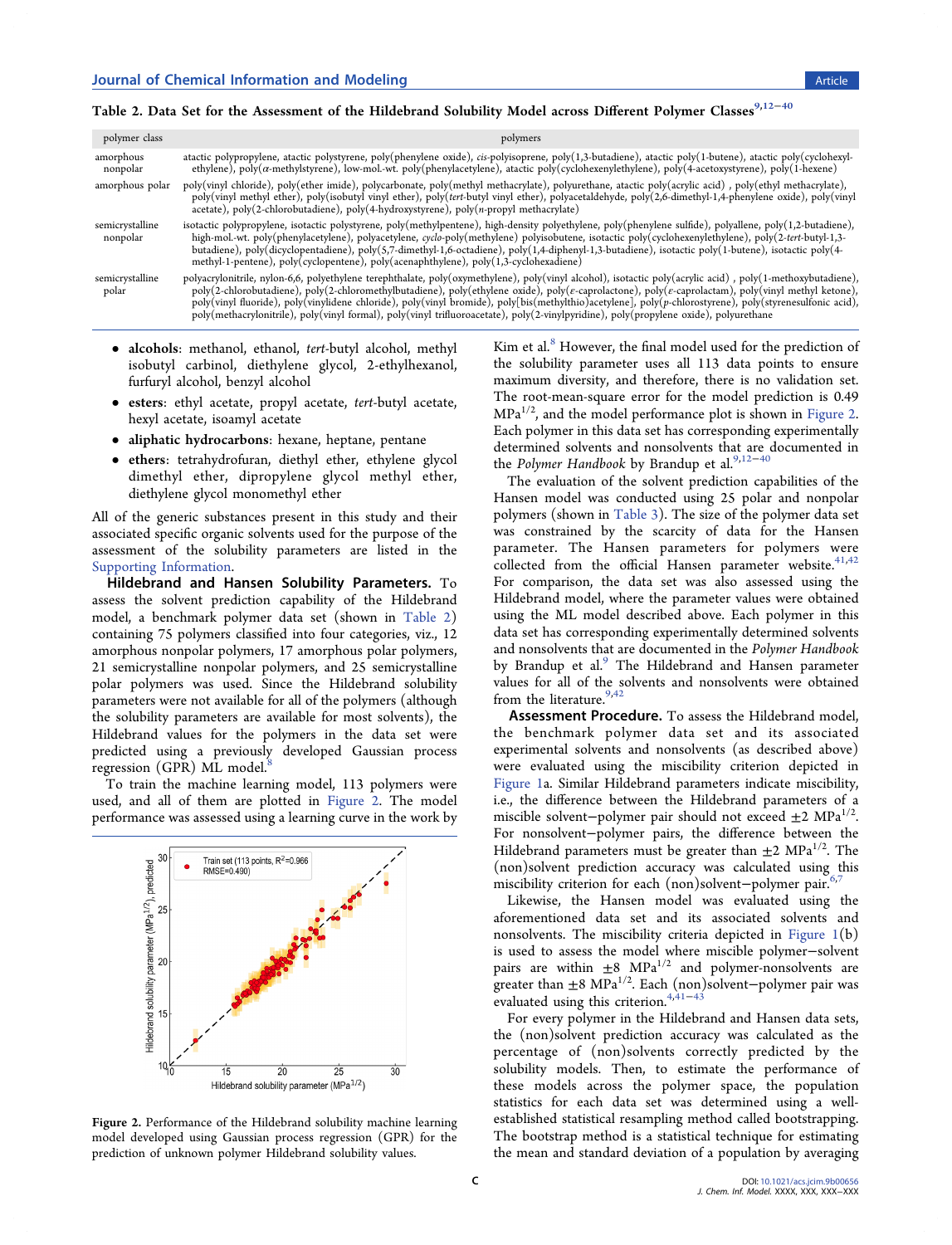Table 2. Data Set for the Assessment of the Hildebrand Solubility Model across Different Polymer Classes[9,12−40]

| polymer class | polymers |
| --- | --- |
| amorphous nonpolar | atactic polypropylene, atactic polystyrene, poly(phenylene oxide), *cis*-polyisoprene, poly(1,3-butadiene), atactic poly(1-butene), atactic poly(cyclohexylethylene), poly(α-methylstyrene), low-mol.-wt. poly(phenylacetylene), atactic poly(cyclohexenylethylene), poly(4-acetoxystyrene), poly(1-hexene) |
| amorphous polar | poly(vinyl chloride), poly(ether imide), polycarbonate, poly(methyl methacrylate), polyurethane, atactic poly(acrylic acid) , poly(ethyl methacrylate), poly(vinyl methyl ether), poly(isobutyl vinyl ether), poly(*tert*-butyl vinyl ether), polyacetaldehyde, poly(2,6-dimethyl-1,4-phenylene oxide), poly(vinyl acetate), poly(2-chlorobutadiene), poly(4-hydroxystyrene), poly(*n*-propyl methacrylate) |
| semicrystalline nonpolar | isotactic polypropylene, isotactic polystyrene, poly(methylpentene), high-density polyethylene, poly(phenylene sulfide), polyallene, poly(1,2-butadiene), high-mol.-wt. poly(phenylacetylene), polyacetylene, *cyclo*-poly(methylene) polyisobutene, isotactic poly(cyclohexenylethylene), poly(2-*tert*-butyl-1,3-butadiene), poly(dicyclopentadiene), poly(5,7-dimethyl-1,6-octadiene), poly(1,4-diphenyl-1,3-butadiene), isotactic poly(1-butene), isotactic poly(4-methyl-1-pentene), poly(cyclopentene), poly(acenaphthylene), poly(1,3-cyclohexadiene) |
| semicrystalline polar | polyacrylonitrile, nylon-6,6, polyethylene terephthalate, poly(oxymethylene), poly(vinyl alcohol), isotactic poly(acrylic acid) , poly(1-methoxybutadiene), poly(2-chlorobutadiene), poly(2-chloromethylbutadiene), poly(ethylene oxide), poly(ε-caprolactone), poly(ε-caprolactam), poly(vinyl methyl ketone), poly(vinyl fluoride), poly(vinylidene chloride), poly(vinyl bromide), poly[bis(methylthio)acetylene], poly(*p*-chlorostyrene), poly(styrenesulfonic acid), poly(methacrylonitrile), poly(vinyl formal), poly(vinyl trifluoroacetate), poly(2-vinylpyridine), poly(propylene oxide), polyurethane |

- **alcohols**: methanol, ethanol, *tert*-butyl alcohol, methyl isobutyl carbinol, diethylene glycol, 2-ethylhexanol, furfuryl alcohol, benzyl alcohol
- **esters**: ethyl acetate, propyl acetate, *tert*-butyl acetate, hexyl acetate, isoamyl acetate
- **aliphatic hydrocarbons**: hexane, heptane, pentane
- **ethers**: tetrahydrofuran, diethyl ether, ethylene glycol dimethyl ether, dipropylene glycol methyl ether, diethylene glycol monomethyl ether

All of the generic substances present in this study and their associated specific organic solvents used for the purpose of the assessment of the solubility parameters are listed in the Supporting Information.

**Hildebrand and Hansen Solubility Parameters.** To assess the solvent prediction capability of the Hildebrand model, a benchmark polymer data set (shown in Table 2) containing 75 polymers classified into four categories, viz., 12 amorphous nonpolar polymers, 17 amorphous polar polymers, 21 semicrystalline nonpolar polymers, and 25 semicrystalline polar polymers was used. Since the Hildebrand solubility parameters were not available for all of the polymers (although the solubility parameters are available for most solvents), the Hildebrand values for the polymers in the data set were predicted using a previously developed Gaussian process regression (GPR) ML model.[8]

To train the machine learning model, 113 polymers were used, and all of them are plotted in Figure 2. The model performance was assessed using a learning curve in the work by Kim et al.[8] However, the final model used for the prediction of the solubility parameter uses all 113 data points to ensure maximum diversity, and therefore, there is no validation set. The root-mean-square error for the model prediction is 0.49 $MPa^{1/2}$, and the model performance plot is shown in Figure 2. Each polymer in this data set has corresponding experimentally determined solvents and nonsolvents that are documented in the *Polymer Handbook* by Brandup et al.[9,12−40]

Figure 2. Performance of the Hildebrand solubility machine learning model developed using Gaussian process regression (GPR) for the prediction of unknown polymer Hildebrand solubility values.

The evaluation of the solvent prediction capabilities of the Hansen model was conducted using 25 polar and nonpolar polymers (shown in Table 3). The size of the polymer data set was constrained by the scarcity of data for the Hansen parameter. The Hansen parameters for polymers were collected from the official Hansen parameter website.[41,42] For comparison, the data set was also assessed using the Hildebrand model, where the parameter values were obtained using the ML model described above. Each polymer in this data set has corresponding experimentally determined solvents and nonsolvents that are documented in the *Polymer Handbook* by Brandup et al.[9] The Hildebrand and Hansen parameter values for all of the solvents and nonsolvents were obtained from the literature.[9,42]

**Assessment Procedure.** To assess the Hildebrand model, the benchmark polymer data set and its associated experimental solvents and nonsolvents (as described above) were evaluated using the miscibility criterion depicted in Figure 1a. Similar Hildebrand parameters indicate miscibility, i.e., the difference between the Hildebrand parameters of a miscible solvent−polymer pair should not exceed $\pm 2$ $MPa^{1/2}$. For nonsolvent−polymer pairs, the difference between the Hildebrand parameters must be greater than $\pm 2$ $MPa^{1/2}$. The (non)solvent prediction accuracy was calculated using this miscibility criterion for each (non)solvent−polymer pair.[6,7]

Likewise, the Hansen model was evaluated using the aforementioned data set and its associated solvents and nonsolvents. The miscibility criteria depicted in Figure 1(b) is used to assess the model where miscible polymer−solvent pairs are within $\pm 8$ $MPa^{1/2}$ and polymer-nonsolvents are greater than $\pm 8$ $MPa^{1/2}$. Each (non)solvent−polymer pair was evaluated using this criterion.[4,41−43]

For every polymer in the Hildebrand and Hansen data sets, the (non)solvent prediction accuracy was calculated as the percentage of (non)solvents correctly predicted by the solubility models. Then, to estimate the performance of these models across the polymer space, the population statistics for each data set was determined using a well-established statistical resampling method called bootstrapping. The bootstrap method is a statistical technique for estimating the mean and standard deviation of a population by averaging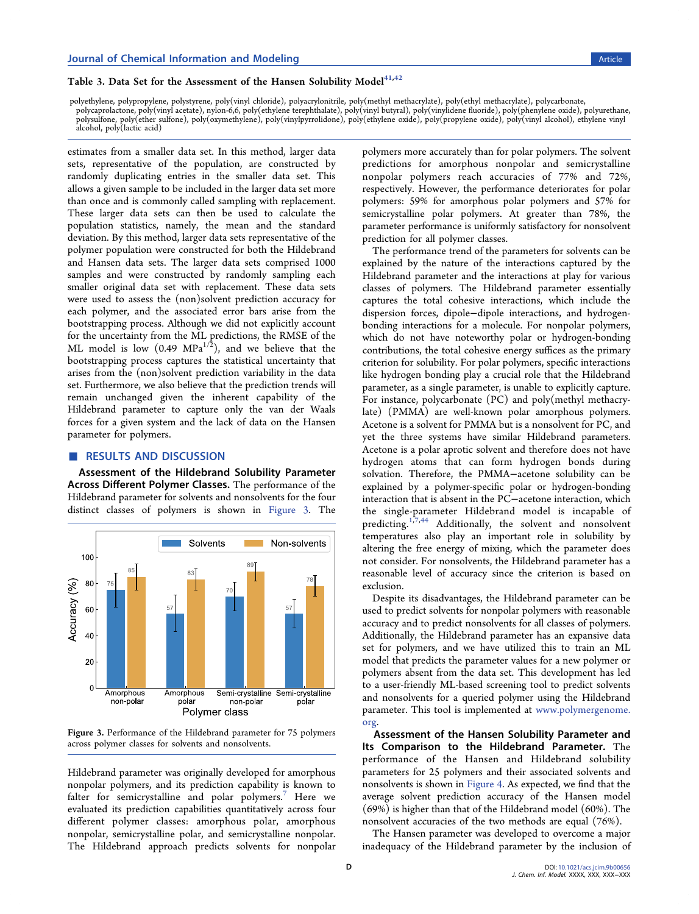**Table 3. Data Set for the Assessment of the Hansen Solubility Model[41,42]**

polyethylene, polypropylene, polystyrene, poly(vinyl chloride), polyacrylonitrile, poly(methyl methacrylate), poly(ethyl methacrylate), polycarbonate, polycaprolactone, poly(vinyl acetate), nylon-6,6, poly(ethylene terephthalate), poly(vinyl butyral), poly(vinylidene fluoride), poly(phenylene oxide), polyurethane, polysulfone, poly(ether sulfone), poly(oxymethylene), poly(vinylpyrrolidone), poly(ethylene oxide), poly(propylene oxide), poly(vinyl alcohol), ethylene vinyl alcohol, poly(lactic acid)

estimates from a smaller data set. In this method, larger data sets, representative of the population, are constructed by randomly duplicating entries in the smaller data set. This allows a given sample to be included in the larger data set more than once and is commonly called sampling with replacement. These larger data sets can then be used to calculate the population statistics, namely, the mean and the standard deviation. By this method, larger data sets representative of the polymer population were constructed for both the Hildebrand and Hansen data sets. The larger data sets comprised 1000 samples and were constructed by randomly sampling each smaller original data set with replacement. These data sets were used to assess the (non)solvent prediction accuracy for each polymer, and the associated error bars arise from the bootstrapping process. Although we did not explicitly account for the uncertainty from the ML predictions, the RMSE of the ML model is low (0.49 $MPa^{1/2}$), and we believe that the bootstrapping process captures the statistical uncertainty that arises from the (non)solvent prediction variability in the data set. Furthermore, we also believe that the prediction trends will remain unchanged given the inherent capability of the Hildebrand parameter to capture only the van der Waals forces for a given system and the lack of data on the Hansen parameter for polymers.

## RESULTS AND DISCUSSION

**Assessment of the Hildebrand Solubility Parameter Across Different Polymer Classes.** The performance of the Hildebrand parameter for solvents and nonsolvents for the four distinct classes of polymers is shown in Figure 3. The Hildebrand parameter was originally developed for amorphous nonpolar polymers, and its prediction capability is known to falter for semicrystalline and polar polymers.[7] Here we evaluated its prediction capabilities quantitatively across four different polymer classes: amorphous polar, amorphous nonpolar, semicrystalline polar, and semicrystalline nonpolar. The Hildebrand approach predicts solvents for nonpolar polymers more accurately than for polar polymers. The solvent predictions for amorphous nonpolar and semicrystalline nonpolar polymers reach accuracies of 77% and 72%, respectively. However, the performance deteriorates for polar polymers: 59% for amorphous polar polymers and 57% for semicrystalline polar polymers. At greater than 78%, the parameter performance is uniformly satisfactory for nonsolvent prediction for all polymer classes.

Figure 3. Performance of the Hildebrand parameter for 75 polymers across polymer classes for solvents and nonsolvents.

The performance trend of the parameters for solvents can be explained by the nature of the interactions captured by the Hildebrand parameter and the interactions at play for various classes of polymers. The Hildebrand parameter essentially captures the total cohesive interactions, which include the dispersion forces, dipole−dipole interactions, and hydrogen-bonding interactions for a molecule. For nonpolar polymers, which do not have noteworthy polar or hydrogen-bonding contributions, the total cohesive energy suffices as the primary criterion for solubility. For polar polymers, specific interactions like hydrogen bonding play a crucial role that the Hildebrand parameter, as a single parameter, is unable to explicitly capture. For instance, polycarbonate (PC) and poly(methyl methacrylate) (PMMA) are well-known polar amorphous polymers. Acetone is a solvent for PMMA but is a nonsolvent for PC, and yet the three systems have similar Hildebrand parameters. Acetone is a polar aprotic solvent and therefore does not have hydrogen atoms that can form hydrogen bonds during solvation. Therefore, the PMMA−acetone solubility can be explained by a polymer-specific polar or hydrogen-bonding interaction that is absent in the PC−acetone interaction, which the single-parameter Hildebrand model is incapable of predicting.[1,7,44] Additionally, the solvent and nonsolvent temperatures also play an important role in solubility by altering the free energy of mixing, which the parameter does not consider. For nonsolvents, the Hildebrand parameter has a reasonable level of accuracy since the criterion is based on exclusion.

Despite its disadvantages, the Hildebrand parameter can be used to predict solvents for nonpolar polymers with reasonable accuracy and to predict nonsolvents for all classes of polymers. Additionally, the Hildebrand parameter has an expansive data set for polymers, and we have utilized this to train an ML model that predicts the parameter values for a new polymer or polymers absent from the data set. This development has led to a user-friendly ML-based screening tool to predict solvents and nonsolvents for a queried polymer using the Hildebrand parameter. This tool is implemented at www.polymergenome.org.

**Assessment of the Hansen Solubility Parameter and Its Comparison to the Hildebrand Parameter.** The performance of the Hansen and Hildebrand solubility parameters for 25 polymers and their associated solvents and nonsolvents is shown in Figure 4. As expected, we find that the average solvent prediction accuracy of the Hansen model (69%) is higher than that of the Hildebrand model (60%). The nonsolvent accuracies of the two methods are equal (76%).

The Hansen parameter was developed to overcome a major inadequacy of the Hildebrand parameter by the inclusion of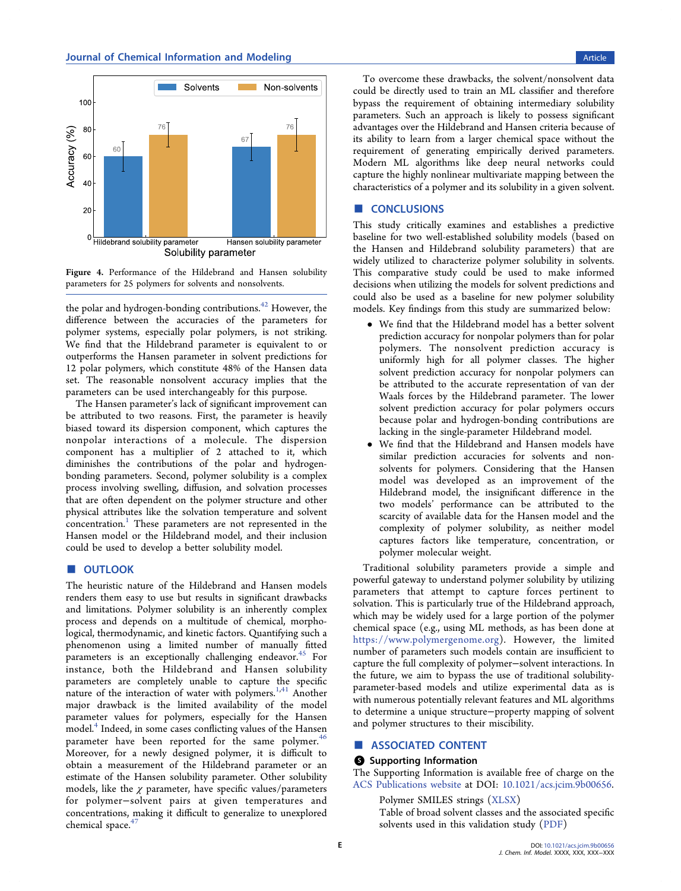Figure 4. Performance of the Hildebrand and Hansen solubility parameters for 25 polymers for solvents and nonsolvents.

the polar and hydrogen-bonding contributions.[42] However, the difference between the accuracies of the parameters for polymer systems, especially polar polymers, is not striking. We find that the Hildebrand parameter is equivalent to or outperforms the Hansen parameter in solvent predictions for 12 polar polymers, which constitute 48% of the Hansen data set. The reasonable nonsolvent accuracy implies that the parameters can be used interchangeably for this purpose.

The Hansen parameter's lack of significant improvement can be attributed to two reasons. First, the parameter is heavily biased toward its dispersion component, which captures the nonpolar interactions of a molecule. The dispersion component has a multiplier of 2 attached to it, which diminishes the contributions of the polar and hydrogen-bonding parameters. Second, polymer solubility is a complex process involving swelling, diffusion, and solvation processes that are often dependent on the polymer structure and other physical attributes like the solvation temperature and solvent concentration.[1] These parameters are not represented in the Hansen model or the Hildebrand model, and their inclusion could be used to develop a better solubility model.

## OUTLOOK

The heuristic nature of the Hildebrand and Hansen models renders them easy to use but results in significant drawbacks and limitations. Polymer solubility is an inherently complex process and depends on a multitude of chemical, morphological, thermodynamic, and kinetic factors. Quantifying such a phenomenon using a limited number of manually fitted parameters is an exceptionally challenging endeavor.[45] For instance, both the Hildebrand and Hansen solubility parameters are completely unable to capture the specific nature of the interaction of water with polymers.[1,41] Another major drawback is the limited availability of the model parameter values for polymers, especially for the Hansen model.[4] Indeed, in some cases conflicting values of the Hansen parameter have been reported for the same polymer.[46] Moreover, for a newly designed polymer, it is difficult to obtain a measurement of the Hildebrand parameter or an estimate of the Hansen solubility parameter. Other solubility models, like the $\chi$ parameter, have specific values/parameters for polymer−solvent pairs at given temperatures and concentrations, making it difficult to generalize to unexplored chemical space.[47]

To overcome these drawbacks, the solvent/nonsolvent data could be directly used to train an ML classifier and therefore bypass the requirement of obtaining intermediary solubility parameters. Such an approach is likely to possess significant advantages over the Hildebrand and Hansen criteria because of its ability to learn from a larger chemical space without the requirement of generating empirically derived parameters. Modern ML algorithms like deep neural networks could capture the highly nonlinear multivariate mapping between the characteristics of a polymer and its solubility in a given solvent.

## CONCLUSIONS

This study critically examines and establishes a predictive baseline for two well-established solubility models (based on the Hansen and Hildebrand solubility parameters) that are widely utilized to characterize polymer solubility in solvents. This comparative study could be used to make informed decisions when utilizing the models for solvent predictions and could also be used as a baseline for new polymer solubility models. Key findings from this study are summarized below:

- We find that the Hildebrand model has a better solvent prediction accuracy for nonpolar polymers than for polar polymers. The nonsolvent prediction accuracy is uniformly high for all polymer classes. The higher solvent prediction accuracy for nonpolar polymers can be attributed to the accurate representation of van der Waals forces by the Hildebrand parameter. The lower solvent prediction accuracy for polar polymers occurs because polar and hydrogen-bonding contributions are lacking in the single-parameter Hildebrand model.
- We find that the Hildebrand and Hansen models have similar prediction accuracies for solvents and nonsolvents for polymers. Considering that the Hansen model was developed as an improvement of the Hildebrand model, the insignificant difference in the two models' performance can be attributed to the scarcity of available data for the Hansen model and the complexity of polymer solubility, as neither model captures factors like temperature, concentration, or polymer molecular weight.

Traditional solubility parameters provide a simple and powerful gateway to understand polymer solubility by utilizing parameters that attempt to capture forces pertinent to solvation. This is particularly true of the Hildebrand approach, which may be widely used for a large portion of the polymer chemical space (e.g., using ML methods, as has been done at https://www.polymergenome.org). However, the limited number of parameters such models contain are insufficient to capture the full complexity of polymer−solvent interactions. In the future, we aim to bypass the use of traditional solubility-parameter-based models and utilize experimental data as is with numerous potentially relevant features and ML algorithms to determine a unique structure−property mapping of solvent and polymer structures to their miscibility.

## ASSOCIATED CONTENT

### Supporting Information

The Supporting Information is available free of charge on the ACS Publications website at DOI: 10.1021/acs.jcim.9b00656.

Polymer SMILES strings (XLSX)

Table of broad solvent classes and the associated specific solvents used in this validation study (PDF)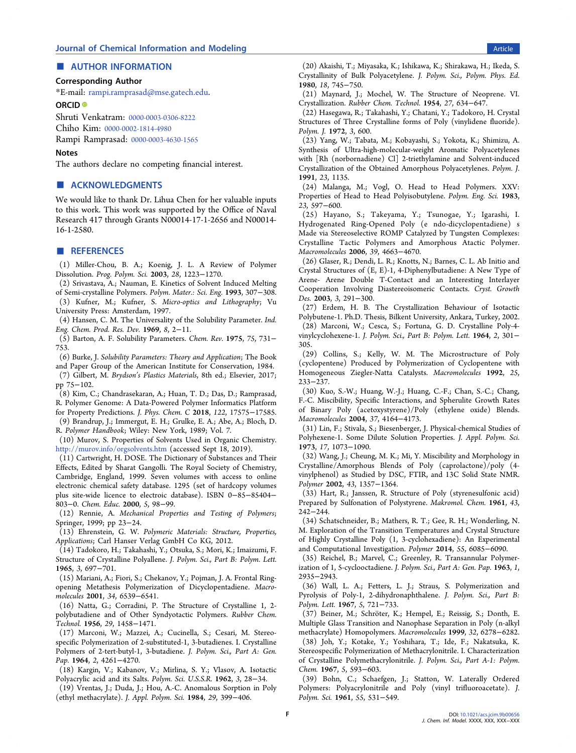## ■ AUTHOR INFORMATION

### Corresponding Author

*E-mail: rampi.ramprasad@mse.gatech.edu.

### ORCID

Shruti Venkatram: 0000-0003-0306-8222

Chiho Kim: 0000-0002-1814-4980

Rampi Ramprasad: 0000-0003-4630-1565

### Notes

The authors declare no competing financial interest.

## ■ ACKNOWLEDGMENTS

We would like to thank Dr. Lihua Chen for her valuable inputs to this work. This work was supported by the Office of Naval Research 417 through Grants N00014-17-1-2656 and N00014-16-1-2580.

## ■ REFERENCES

(1) Miller-Chou, B. A.; Koenig, J. L. A Review of Polymer Dissolution. *Prog. Polym. Sci.* **2003**, *28*, 1223−1270.

(2) Srivastava, A.; Nauman, E. Kinetics of Solvent Induced Melting of Semi-crystalline Polymers. *Polym. Mater.: Sci. Eng.* **1993**, 307−308.

(3) Kufner, M.; Kufner, S. *Micro-optics and Lithography*; Vu University Press: Amsterdam, 1997.

(4) Hansen, C. M. The Universality of the Solubility Parameter. *Ind. Eng. Chem. Prod. Res. Dev.* **1969**, *8*, 2−11.

(5) Barton, A. F. Solubility Parameters. *Chem. Rev.* **1975**, *75*, 731−753.

(6) Burke, J. *Solubility Parameters: Theory and Application*; The Book and Paper Group of the American Institute for Conservation, 1984.

(7) Gilbert, M. *Brydson's Plastics Materials*, 8th ed.; Elsevier, 2017; pp 75−102.

(8) Kim, C.; Chandrasekaran, A.; Huan, T. D.; Das, D.; Ramprasad, R. Polymer Genome: A Data-Powered Polymer Informatics Platform for Property Predictions. *J. Phys. Chem. C* **2018**, *122*, 17575−17585.

(9) Brandrup, J.; Immergut, E. H.; Grulke, E. A.; Abe, A.; Bloch, D. R. *Polymer Handbook*; Wiley: New York, 1989; Vol. 7.

(10) Murov, S. Properties of Solvents Used in Organic Chemistry. http://murov.info/orgsolvents.htm (accessed Sept 18, 2019).

(11) Cartwright, H. DOSE. The Dictionary of Substances and Their Effects, Edited by Sharat Gangolli. The Royal Society of Chemistry, Cambridge, England, 1999. Seven volumes with access to online electronic chemical safety database. 1295 (set of hardcopy volumes plus site-wide licence to electroic database). ISBN 0−85−85404−803−0. *Chem. Educ.* **2000**, *5*, 98−99.

(12) Rennie, A. *Mechanical Properties and Testing of Polymers*; Springer, 1999; pp 23−24.

(13) Ehrenstein, G. W. *Polymeric Materials: Structure, Properties, Applications*; Carl Hanser Verlag GmbH Co KG, 2012.

(14) Tadokoro, H.; Takahashi, Y.; Otsuka, S.; Mori, K.; Imaizumi, F. Structure of Crystalline Polyallene. *J. Polym. Sci., Part B: Polym. Lett.* **1965**, *3*, 697−701.

(15) Mariani, A.; Fiori, S.; Chekanov, Y.; Pojman, J. A. Frontal Ring-opening Metathesis Polymerization of Dicyclopentadiene. *Macromolecules* **2001**, *34*, 6539−6541.

(16) Natta, G.; Corradini, P. The Structure of Crystalline 1, 2-polybutadiene and of Other Syndyotactic Polymers. *Rubber Chem. Technol.* **1956**, *29*, 1458−1471.

(17) Marconi, W.; Mazzei, A.; Cucinella, S.; Cesari, M. Stereospecific Polymerization of 2-substituted-1, 3-butadienes. I. Crystalline Polymers of 2-tert-butyl-1, 3-butadiene. *J. Polym. Sci., Part A: Gen. Pap.* **1964**, *2*, 4261−4270.

(18) Kargin, V.; Kabanov, V.; Mirlina, S. Y.; Vlasov, A. Isotactic Polyacrylic acid and its Salts. *Polym. Sci. U.S.S.R.* **1962**, *3*, 28−34.

(19) Vrentas, J.; Duda, J.; Hou, A.-C. Anomalous Sorption in Poly (ethyl methacrylate). *J. Appl. Polym. Sci.* **1984**, *29*, 399−406.

(20) Akaishi, T.; Miyasaka, K.; Ishikawa, K.; Shirakawa, H.; Ikeda, S. Crystallinity of Bulk Polyacetylene. *J. Polym. Sci., Polym. Phys. Ed.* **1980**, *18*, 745−750.

(21) Maynard, J.; Mochel, W. The Structure of Neoprene. VI. Crystallization. *Rubber Chem. Technol.* **1954**, *27*, 634−647.

(22) Hasegawa, R.; Takahashi, Y.; Chatani, Y.; Tadokoro, H. Crystal Structures of Three Crystalline forms of Poly (vinylidene fluoride). *Polym. J.* **1972**, *3*, 600.

(23) Yang, W.; Tabata, M.; Kobayashi, S.; Yokota, K.; Shimizu, A. Synthesis of Ultra-high-molecular-weight Aromatic Polyacetylenes with [Rh (norbornadiene) Cl] 2-triethylamine and Solvent-induced Crystallization of the Obtained Amorphous Polyacetylenes. *Polym. J.* **1991**, *23*, 1135.

(24) Malanga, M.; Vogl, O. Head to Head Polymers. XXV: Properties of Head to Head Polyisobutylene. *Polym. Eng. Sci.* **1983**, *23*, 597−600.

(25) Hayano, S.; Takeyama, Y.; Tsunogae, Y.; Igarashi, I. Hydrogenated Ring-Opened Poly (e ndo-dicyclopentadiene) s Made via Stereoselective ROMP Catalyzed by Tungsten Complexes: Crystalline Tactic Polymers and Amorphous Atactic Polymer. *Macromolecules* **2006**, *39*, 4663−4670.

(26) Glaser, R.; Dendi, L. R.; Knotts, N.; Barnes, C. L. Ab Initio and Crystal Structures of (E, E)-1, 4-Diphenylbutadiene: A New Type of Arene- Arene Double T-Contact and an Interesting Interlayer Cooperation Involving Diastereoisomeric Contacts. *Cryst. Growth Des.* **2003**, *3*, 291−300.

(27) Erdem, H. B. The Crystallization Behaviour of Isotactic Polybutene-1. Ph.D. Thesis, Bilkent University, Ankara, Turkey, 2002.

(28) Marconi, W.; Cesca, S.; Fortuna, G. D. Crystalline Poly-4-vinylcyclohexene-1. *J. Polym. Sci., Part B: Polym. Lett.* **1964**, *2*, 301−305.

(29) Collins, S.; Kelly, W. M. The Microstructure of Poly (cyclopentene) Produced by Polymerization of Cyclopentene with Homogeneous Ziegler-Natta Catalysts. *Macromolecules* **1992**, *25*, 233−237.

(30) Kuo, S.-W.; Huang, W.-J.; Huang, C.-F.; Chan, S.-C.; Chang, F.-C. Miscibility, Specific Interactions, and Spherulite Growth Rates of Binary Poly (acetoxystyrene)/Poly (ethylene oxide) Blends. *Macromolecules* **2004**, *37*, 4164−4173.

(31) Lin, F.; Stivala, S.; Biesenberger, J. Physical-chemical Studies of Polyhexene-1. Some Dilute Solution Properties. *J. Appl. Polym. Sci.* **1973**, *17*, 1073−1090.

(32) Wang, J.; Cheung, M. K.; Mi, Y. Miscibility and Morphology in Crystalline/Amorphous Blends of Poly (caprolactone)/poly (4-vinylphenol) as Studied by DSC, FTIR, and 13C Solid State NMR. *Polymer* **2002**, *43*, 1357−1364.

(33) Hart, R.; Janssen, R. Structure of Poly (styrenesulfonic acid) Prepared by Sulfonation of Polystyrene. *Makromol. Chem.* **1961**, *43*, 242−244.

(34) Schatschneider, B.; Mathers, R. T.; Gee, R. H.; Wonderling, N. M. Exploration of the Transition Temperatures and Crystal Structure of Highly Crystalline Poly (1, 3-cyclohexadiene): An Experimental and Computational Investigation. *Polymer* **2014**, *55*, 6085−6090.

(35) Reichel, B.; Marvel, C.; Greenley, R. Transannular Polymerization of 1, 5-cyclooctadiene. *J. Polym. Sci., Part A: Gen. Pap.* **1963**, *1*, 2935−2943.

(36) Wall, L. A.; Fetters, L. J.; Straus, S. Polymerization and Pyrolysis of Poly-1, 2-dihydronaphthalene. *J. Polym. Sci., Part B: Polym. Lett.* **1967**, *5*, 721−733.

(37) Beiner, M.; Schröter, K.; Hempel, E.; Reissig, S.; Donth, E. Multiple Glass Transition and Nanophase Separation in Poly (n-alkyl methacrylate) Homopolymers. *Macromolecules* **1999**, *32*, 6278−6282.

(38) Joh, Y.; Kotake, Y.; Yoshihara, T.; Ide, F.; Nakatsuka, K. Stereospecific Polymerization of Methacrylonitrile. I. Characterization of Crystalline Polymethacrylonitrile. *J. Polym. Sci., Part A-1: Polym. Chem.* **1967**, *5*, 593−603.

(39) Bohn, C.; Schaefgen, J.; Statton, W. Laterally Ordered Polymers: Polyacrylonitrile and Poly (vinyl trifluoroacetate). *J. Polym. Sci.* **1961**, *55*, 531−549.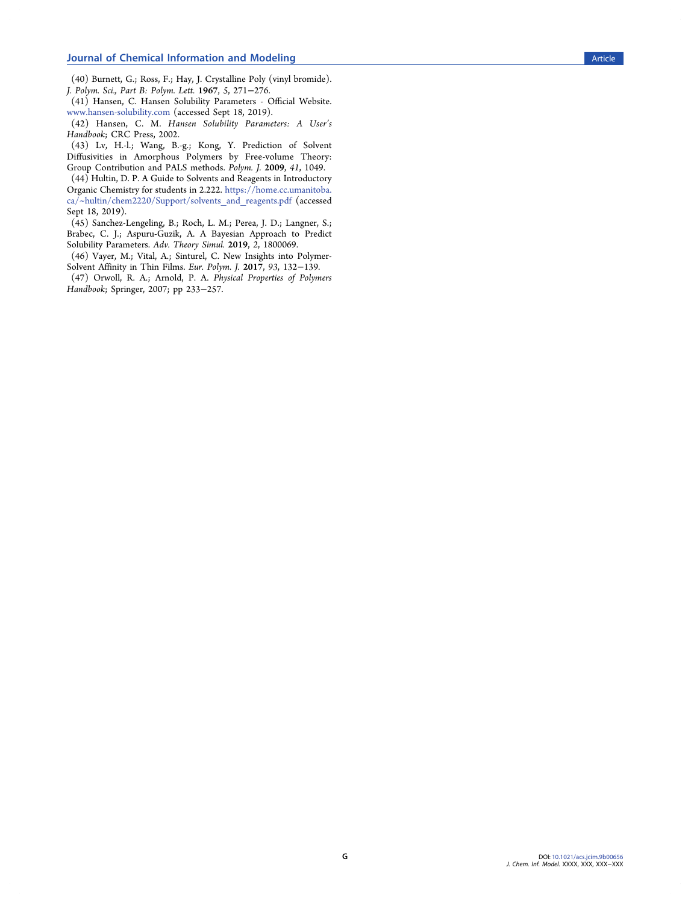(40) Burnett, G.; Ross, F.; Hay, J. Crystalline Poly (vinyl bromide). *J. Polym. Sci., Part B: Polym. Lett.* **1967**, *5*, 271−276.

(41) Hansen, C. Hansen Solubility Parameters - Official Website. www.hansen-solubility.com (accessed Sept 18, 2019).

(42) Hansen, C. M. *Hansen Solubility Parameters: A User's Handbook*; CRC Press, 2002.

(43) Lv, H.-l.; Wang, B.-g.; Kong, Y. Prediction of Solvent Diffusivities in Amorphous Polymers by Free-volume Theory: Group Contribution and PALS methods. *Polym. J.* **2009**, *41*, 1049.

(44) Hultin, D. P. A Guide to Solvents and Reagents in Introductory Organic Chemistry for students in 2.222. https://home.cc.umanitoba.ca/~hultin/chem2220/Support/solvents_and_reagents.pdf (accessed Sept 18, 2019).

(45) Sanchez-Lengeling, B.; Roch, L. M.; Perea, J. D.; Langner, S.; Brabec, C. J.; Aspuru-Guzik, A. A Bayesian Approach to Predict Solubility Parameters. *Adv. Theory Simul.* **2019**, *2*, 1800069.

(46) Vayer, M.; Vital, A.; Sinturel, C. New Insights into Polymer-Solvent Affinity in Thin Films. *Eur. Polym. J.* **2017**, *93*, 132−139.

(47) Orwoll, R. A.; Arnold, P. A. *Physical Properties of Polymers Handbook*; Springer, 2007; pp 233−257.